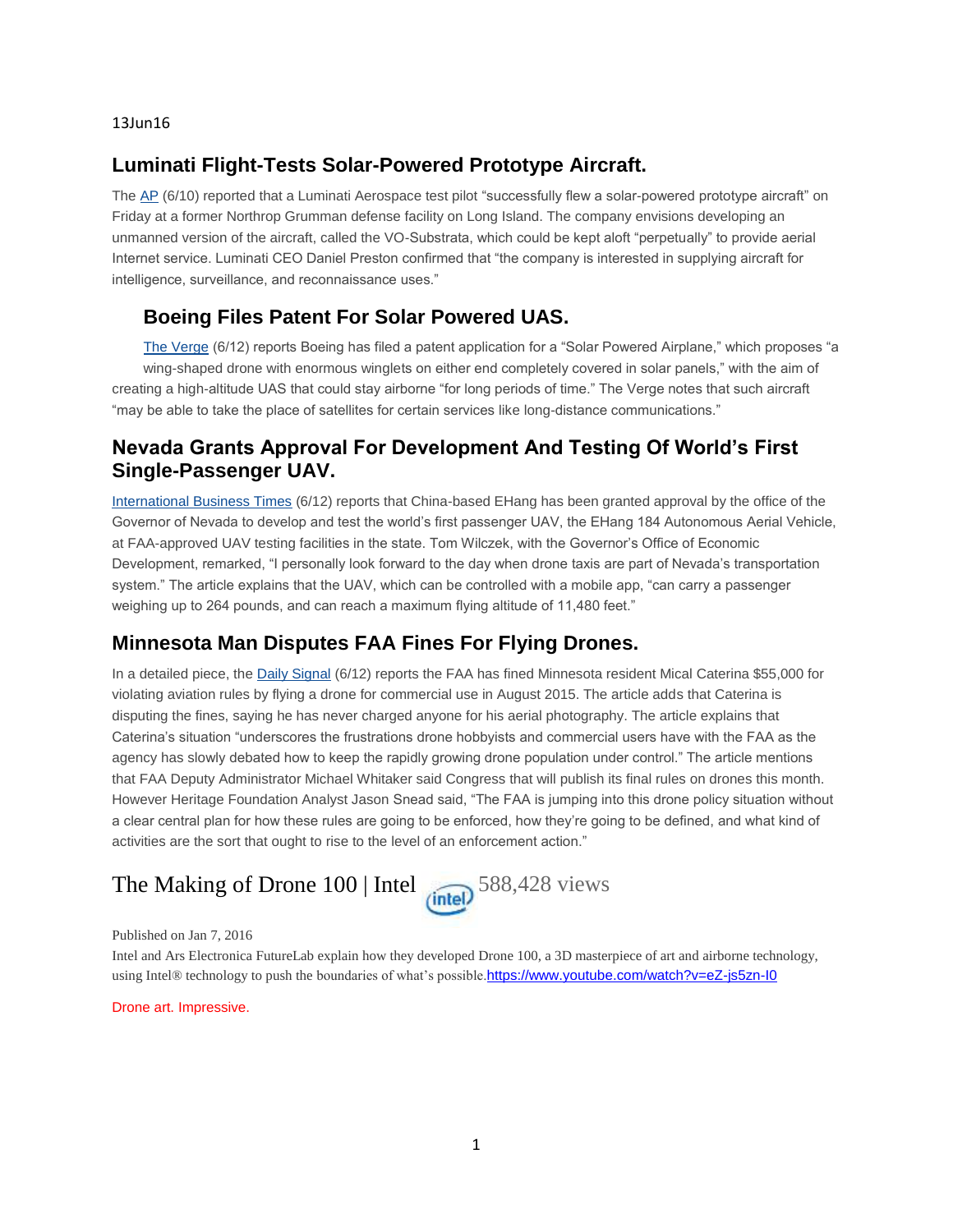13Jun16

## Luminati Flight-Tests Solar-Powered Prototype Aircraft.

The AP (6/10) reported that a Luminati Aerospace test pilot "successfully flew a solar-powered prototype aircraft" on Friday at a former Northrop Grumman defense facility on Long Island. The company envisions developing an unmanned version of the aircraft, called the VO-Substrata, which could be kept aloft "perpetually" to provide aerial Internet service. Luminati CEO Daniel Preston confirmed that "the company is interested in supplying aircraft for intelligence, surveillance, and reconnaissance uses."

## Boeing Files Patent For Solar Powered UAS.

The Verge (6/12) reports Boeing has filed a patent application for a "Solar Powered Airplane," which proposes "a wing-shaped drone with enormous winglets on either end completely covered in solar panels," with the aim of creating a high-altitude UAS that could stay airborne "for long periods of time." The Verge notes that such aircraft "may be able to take the place of satellites for certain services like long-distance communications."

## Nevada Grants Approval For Development And Testing Of World's First Single-Passenger UAV.

International Business Times (6/12) reports that China-based EHang has been granted approval by the office of the Governor of Nevada to develop and test the world's first passenger UAV, the EHang 184 Autonomous Aerial Vehicle, at FAA-approved UAV testing facilities in the state. Tom Wilczek, with the Governor's Office of Economic Development, remarked, "I personally look forward to the day when drone taxis are part of Nevada's transportation system." The article explains that the UAV, which can be controlled with a mobile app, "can carry a passenger weighing up to 264 pounds, and can reach a maximum flying altitude of 11,480 feet."

## Minnesota Man Disputes FAA Fines For Flying Drones.

In a detailed piece, the Daily Signal (6/12) reports the FAA has fined Minnesota resident Mical Caterina $55,000 for violating aviation rules by flying a drone for commercial use in August 2015. The article adds that Caterina is disputing the fines, saying he has never charged anyone for his aerial photography. The article explains that Caterina's situation "underscores the frustrations drone hobbyists and commercial users have with the FAA as the agency has slowly debated how to keep the rapidly growing drone population under control." The article mentions that FAA Deputy Administrator Michael Whitaker said Congress that will publish its final rules on drones this month. However Heritage Foundation Analyst Jason Snead said, "The FAA is jumping into this drone policy situation without a clear central plan for how these rules are going to be enforced, how they're going to be defined, and what kind of activities are the sort that ought to rise to the level of an enforcement action."

## The Making of Drone 100 | Intel 588,428 views

Published on Jan 7, 2016

Intel and Ars Electronica FutureLab explain how they developed Drone 100, a 3D masterpiece of art and airborne technology, using Intel® technology to push the boundaries of what's possible. https://www.youtube.com/watch?v=eZ-js5zn-I0

Drone art. Impressive.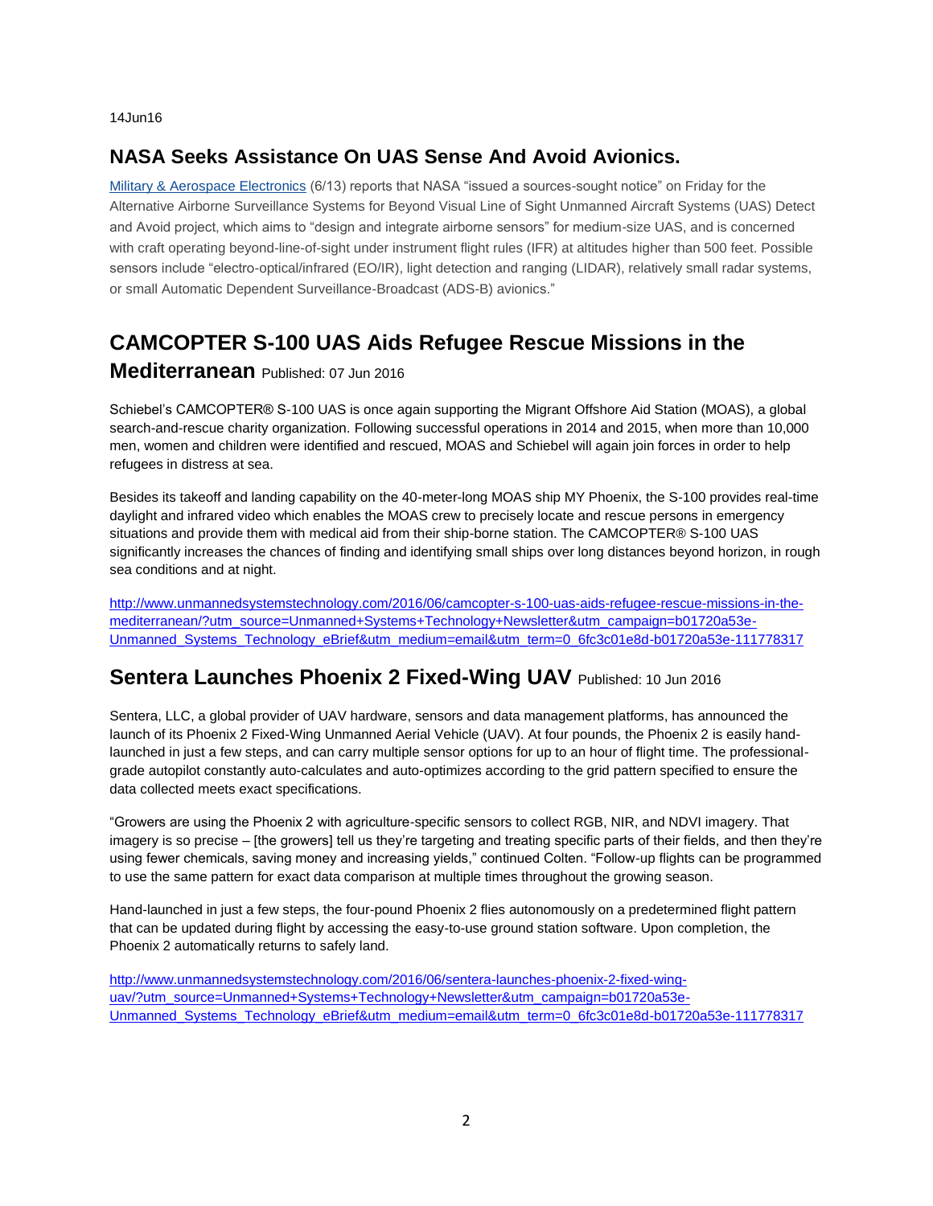14Jun16

## NASA Seeks Assistance On UAS Sense And Avoid Avionics.

[Military & Aerospace Electronics](#) (6/13) reports that NASA "issued a sources-sought notice" on Friday for the Alternative Airborne Surveillance Systems for Beyond Visual Line of Sight Unmanned Aircraft Systems (UAS) Detect and Avoid project, which aims to "design and integrate airborne sensors" for medium-size UAS, and is concerned with craft operating beyond-line-of-sight under instrument flight rules (IFR) at altitudes higher than 500 feet. Possible sensors include "electro-optical/infrared (EO/IR), light detection and ranging (LIDAR), relatively small radar systems, or small Automatic Dependent Surveillance-Broadcast (ADS-B) avionics."

## CAMCOPTER S-100 UAS Aids Refugee Rescue Missions in the Mediterranean Published: 07 Jun 2016

Schiebel's CAMCOPTER® S-100 UAS is once again supporting the Migrant Offshore Aid Station (MOAS), a global search-and-rescue charity organization. Following successful operations in 2014 and 2015, when more than 10,000 men, women and children were identified and rescued, MOAS and Schiebel will again join forces in order to help refugees in distress at sea.

Besides its takeoff and landing capability on the 40-meter-long MOAS ship MY Phoenix, the S-100 provides real-time daylight and infrared video which enables the MOAS crew to precisely locate and rescue persons in emergency situations and provide them with medical aid from their ship-borne station. The CAMCOPTER® S-100 UAS significantly increases the chances of finding and identifying small ships over long distances beyond horizon, in rough sea conditions and at night.

http://www.unmannedsystemstechnology.com/2016/06/camcopter-s-100-uas-aids-refugee-rescue-missions-in-the-mediterranean/?utm_source=Unmanned+Systems+Technology+Newsletter&utm_campaign=b01720a53e-Unmanned_Systems_Technology_eBrief&utm_medium=email&utm_term=0_6fc3c01e8d-b01720a53e-111778317

## Sentera Launches Phoenix 2 Fixed-Wing UAV Published: 10 Jun 2016

Sentera, LLC, a global provider of UAV hardware, sensors and data management platforms, has announced the launch of its Phoenix 2 Fixed-Wing Unmanned Aerial Vehicle (UAV). At four pounds, the Phoenix 2 is easily hand-launched in just a few steps, and can carry multiple sensor options for up to an hour of flight time. The professional-grade autopilot constantly auto-calculates and auto-optimizes according to the grid pattern specified to ensure the data collected meets exact specifications.

"Growers are using the Phoenix 2 with agriculture-specific sensors to collect RGB, NIR, and NDVI imagery. That imagery is so precise – [the growers] tell us they're targeting and treating specific parts of their fields, and then they're using fewer chemicals, saving money and increasing yields," continued Colten. "Follow-up flights can be programmed to use the same pattern for exact data comparison at multiple times throughout the growing season.

Hand-launched in just a few steps, the four-pound Phoenix 2 flies autonomously on a predetermined flight pattern that can be updated during flight by accessing the easy-to-use ground station software. Upon completion, the Phoenix 2 automatically returns to safely land.

http://www.unmannedsystemstechnology.com/2016/06/sentera-launches-phoenix-2-fixed-wing-uav/?utm_source=Unmanned+Systems+Technology+Newsletter&utm_campaign=b01720a53e-Unmanned_Systems_Technology_eBrief&utm_medium=email&utm_term=0_6fc3c01e8d-b01720a53e-111778317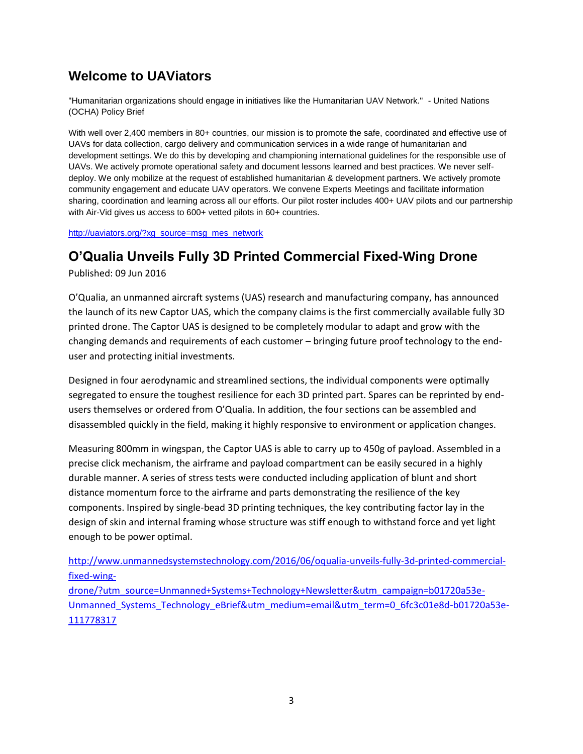## Welcome to UAViators

"Humanitarian organizations should engage in initiatives like the Humanitarian UAV Network." - United Nations (OCHA) Policy Brief

With well over 2,400 members in 80+ countries, our mission is to promote the safe, coordinated and effective use of UAVs for data collection, cargo delivery and communication services in a wide range of humanitarian and development settings. We do this by developing and championing international guidelines for the responsible use of UAVs. We actively promote operational safety and document lessons learned and best practices. We never self-deploy. We only mobilize at the request of established humanitarian & development partners. We actively promote community engagement and educate UAV operators. We convene Experts Meetings and facilitate information sharing, coordination and learning across all our efforts. Our pilot roster includes 400+ UAV pilots and our partnership with Air-Vid gives us access to 600+ vetted pilots in 60+ countries.

http://uaviators.org/?xg_source=msg_mes_network

## O'Qualia Unveils Fully 3D Printed Commercial Fixed-Wing Drone

Published: 09 Jun 2016

O'Qualia, an unmanned aircraft systems (UAS) research and manufacturing company, has announced the launch of its new Captor UAS, which the company claims is the first commercially available fully 3D printed drone. The Captor UAS is designed to be completely modular to adapt and grow with the changing demands and requirements of each customer – bringing future proof technology to the end-user and protecting initial investments.

Designed in four aerodynamic and streamlined sections, the individual components were optimally segregated to ensure the toughest resilience for each 3D printed part. Spares can be reprinted by end-users themselves or ordered from O'Qualia. In addition, the four sections can be assembled and disassembled quickly in the field, making it highly responsive to environment or application changes.

Measuring 800mm in wingspan, the Captor UAS is able to carry up to 450g of payload. Assembled in a precise click mechanism, the airframe and payload compartment can be easily secured in a highly durable manner. A series of stress tests were conducted including application of blunt and short distance momentum force to the airframe and parts demonstrating the resilience of the key components. Inspired by single-bead 3D printing techniques, the key contributing factor lay in the design of skin and internal framing whose structure was stiff enough to withstand force and yet light enough to be power optimal.

http://www.unmannedsystemstechnology.com/2016/06/oqualia-unveils-fully-3d-printed-commercial-fixed-wing-drone/?utm_source=Unmanned+Systems+Technology+Newsletter&utm_campaign=b01720a53e-Unmanned_Systems_Technology_eBrief&utm_medium=email&utm_term=0_6fc3c01e8d-b01720a53e-111778317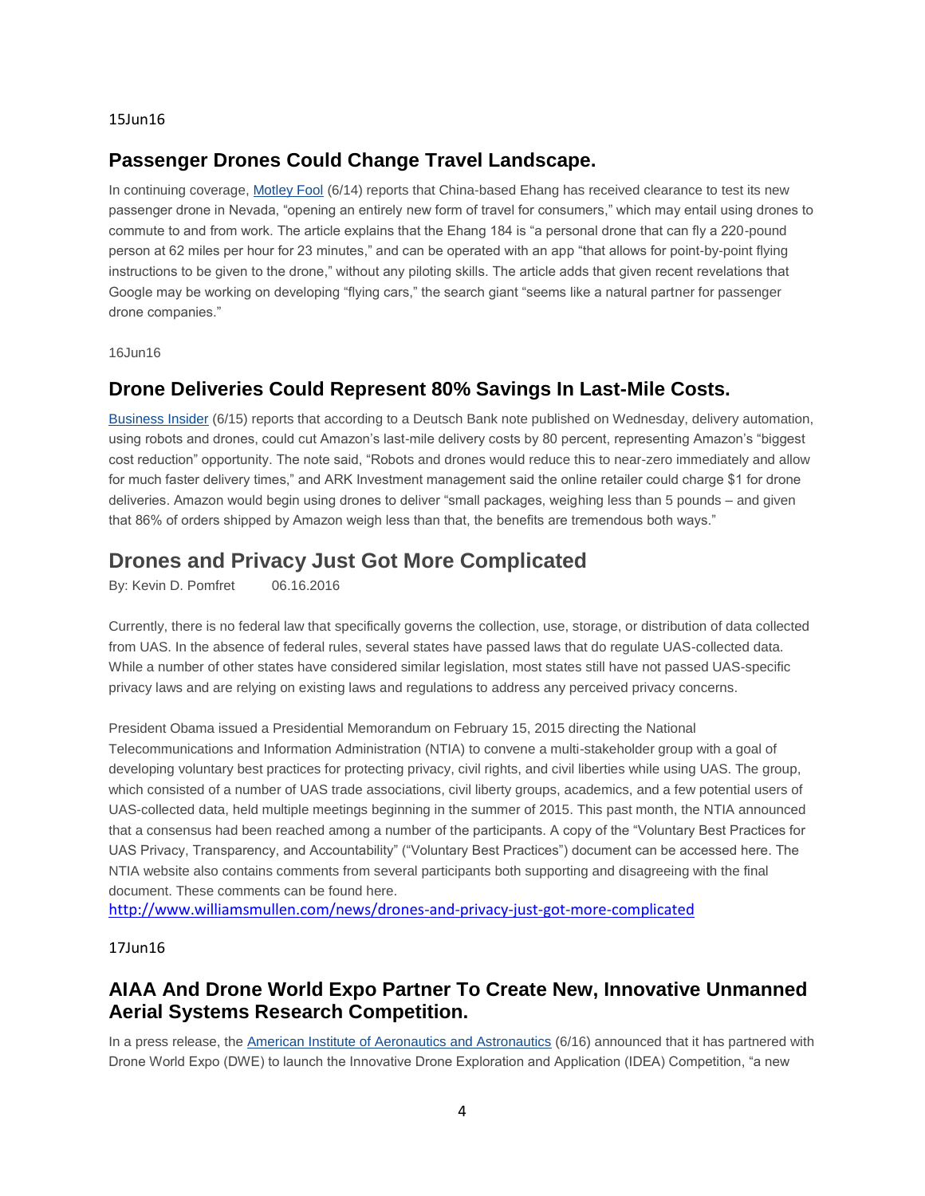15Jun16

## Passenger Drones Could Change Travel Landscape.

In continuing coverage, [Motley Fool](#) (6/14) reports that China-based Ehang has received clearance to test its new passenger drone in Nevada, "opening an entirely new form of travel for consumers," which may entail using drones to commute to and from work. The article explains that the Ehang 184 is "a personal drone that can fly a 220-pound person at 62 miles per hour for 23 minutes," and can be operated with an app "that allows for point-by-point flying instructions to be given to the drone," without any piloting skills. The article adds that given recent revelations that Google may be working on developing "flying cars," the search giant "seems like a natural partner for passenger drone companies."

16Jun16

## Drone Deliveries Could Represent 80% Savings In Last-Mile Costs.

[Business Insider](#) (6/15) reports that according to a Deutsch Bank note published on Wednesday, delivery automation, using robots and drones, could cut Amazon's last-mile delivery costs by 80 percent, representing Amazon's "biggest cost reduction" opportunity. The note said, "Robots and drones would reduce this to near-zero immediately and allow for much faster delivery times," and ARK Investment management said the online retailer could charge $1 for drone deliveries. Amazon would begin using drones to deliver "small packages, weighing less than 5 pounds – and given that 86% of orders shipped by Amazon weigh less than that, the benefits are tremendous both ways."

## Drones and Privacy Just Got More Complicated

By: Kevin D. Pomfret 06.16.2016

Currently, there is no federal law that specifically governs the collection, use, storage, or distribution of data collected from UAS. In the absence of federal rules, several states have passed laws that do regulate UAS-collected data. While a number of other states have considered similar legislation, most states still have not passed UAS-specific privacy laws and are relying on existing laws and regulations to address any perceived privacy concerns.

President Obama issued a Presidential Memorandum on February 15, 2015 directing the National Telecommunications and Information Administration (NTIA) to convene a multi-stakeholder group with a goal of developing voluntary best practices for protecting privacy, civil rights, and civil liberties while using UAS. The group, which consisted of a number of UAS trade associations, civil liberty groups, academics, and a few potential users of UAS-collected data, held multiple meetings beginning in the summer of 2015. This past month, the NTIA announced that a consensus had been reached among a number of the participants. A copy of the "Voluntary Best Practices for UAS Privacy, Transparency, and Accountability" ("Voluntary Best Practices") document can be accessed here. The NTIA website also contains comments from several participants both supporting and disagreeing with the final document. These comments can be found here.

http://www.williamsmullen.com/news/drones-and-privacy-just-got-more-complicated

17Jun16

## AIAA And Drone World Expo Partner To Create New, Innovative Unmanned Aerial Systems Research Competition.

In a press release, the [American Institute of Aeronautics and Astronautics](#) (6/16) announced that it has partnered with Drone World Expo (DWE) to launch the Innovative Drone Exploration and Application (IDEA) Competition, "a new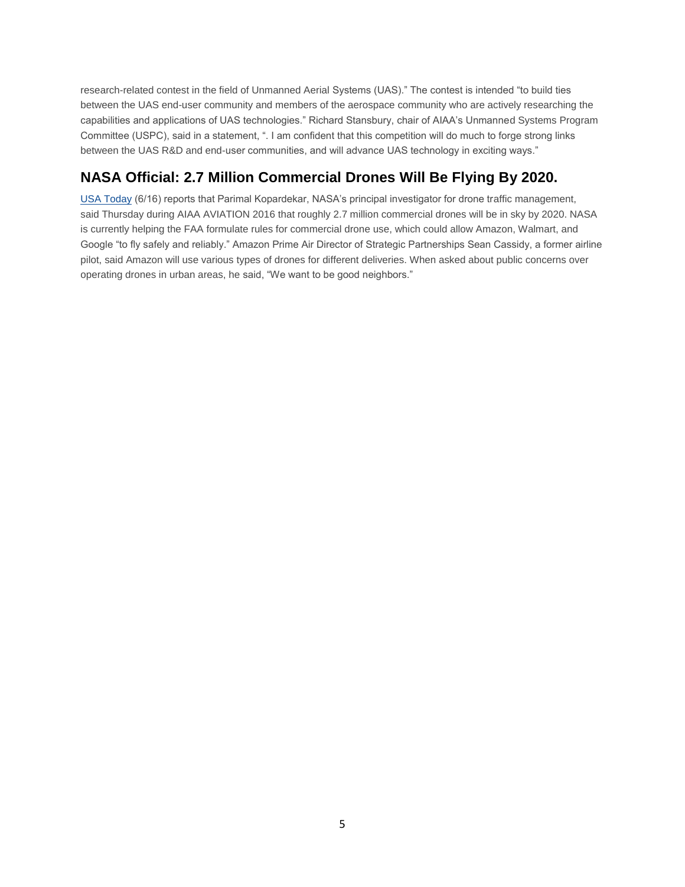research-related contest in the field of Unmanned Aerial Systems (UAS)." The contest is intended "to build ties between the UAS end-user community and members of the aerospace community who are actively researching the capabilities and applications of UAS technologies." Richard Stansbury, chair of AIAA's Unmanned Systems Program Committee (USPC), said in a statement, ". I am confident that this competition will do much to forge strong links between the UAS R&D and end-user communities, and will advance UAS technology in exciting ways."

## NASA Official: 2.7 Million Commercial Drones Will Be Flying By 2020.

USA Today (6/16) reports that Parimal Kopardekar, NASA's principal investigator for drone traffic management, said Thursday during AIAA AVIATION 2016 that roughly 2.7 million commercial drones will be in sky by 2020. NASA is currently helping the FAA formulate rules for commercial drone use, which could allow Amazon, Walmart, and Google "to fly safely and reliably." Amazon Prime Air Director of Strategic Partnerships Sean Cassidy, a former airline pilot, said Amazon will use various types of drones for different deliveries. When asked about public concerns over operating drones in urban areas, he said, "We want to be good neighbors."